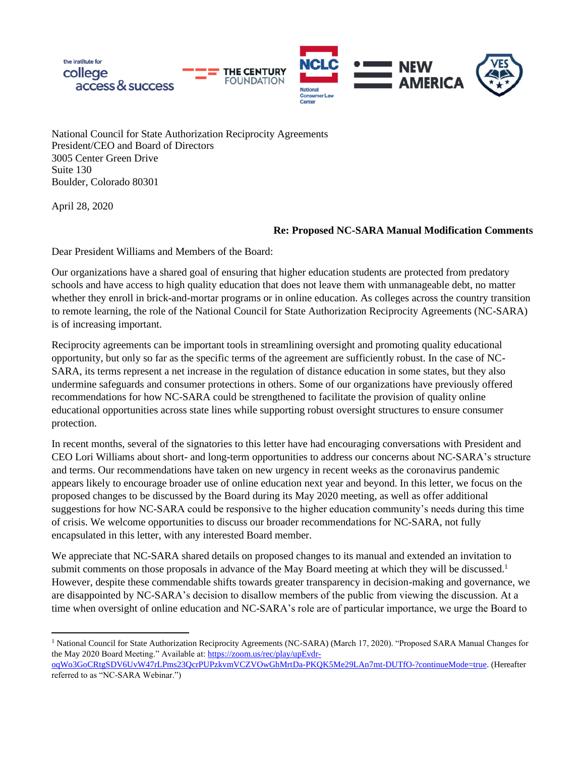National Council for State Authorization Reciprocity Agreements
President/CEO and Board of Directors
3005 Center Green Drive
Suite 130
Boulder, Colorado 80301

April 28, 2020

**Re: Proposed NC-SARA Manual Modification Comments**

Dear President Williams and Members of the Board:

Our organizations have a shared goal of ensuring that higher education students are protected from predatory schools and have access to high quality education that does not leave them with unmanageable debt, no matter whether they enroll in brick-and-mortar programs or in online education. As colleges across the country transition to remote learning, the role of the National Council for State Authorization Reciprocity Agreements (NC-SARA) is of increasing important.

Reciprocity agreements can be important tools in streamlining oversight and promoting quality educational opportunity, but only so far as the specific terms of the agreement are sufficiently robust. In the case of NC-SARA, its terms represent a net increase in the regulation of distance education in some states, but they also undermine safeguards and consumer protections in others. Some of our organizations have previously offered recommendations for how NC-SARA could be strengthened to facilitate the provision of quality online educational opportunities across state lines while supporting robust oversight structures to ensure consumer protection.

In recent months, several of the signatories to this letter have had encouraging conversations with President and CEO Lori Williams about short- and long-term opportunities to address our concerns about NC-SARA's structure and terms. Our recommendations have taken on new urgency in recent weeks as the coronavirus pandemic appears likely to encourage broader use of online education next year and beyond. In this letter, we focus on the proposed changes to be discussed by the Board during its May 2020 meeting, as well as offer additional suggestions for how NC-SARA could be responsive to the higher education community's needs during this time of crisis. We welcome opportunities to discuss our broader recommendations for NC-SARA, not fully encapsulated in this letter, with any interested Board member.

We appreciate that NC-SARA shared details on proposed changes to its manual and extended an invitation to submit comments on those proposals in advance of the May Board meeting at which they will be discussed.[1] However, despite these commendable shifts towards greater transparency in decision-making and governance, we are disappointed by NC-SARA's decision to disallow members of the public from viewing the discussion. At a time when oversight of online education and NC-SARA's role are of particular importance, we urge the Board to

---

[1] National Council for State Authorization Reciprocity Agreements (NC-SARA) (March 17, 2020). "Proposed SARA Manual Changes for the May 2020 Board Meeting." Available at: https://zoom.us/rec/play/upEvdr-oqWo3GoCRtgSDV6UvW47rLPms23QcrPUPzkvmVCZVOwGhMrtDa-PKQK5Me29LAn7mt-DUTfO-?continueMode=true. (Hereafter referred to as "NC-SARA Webinar.")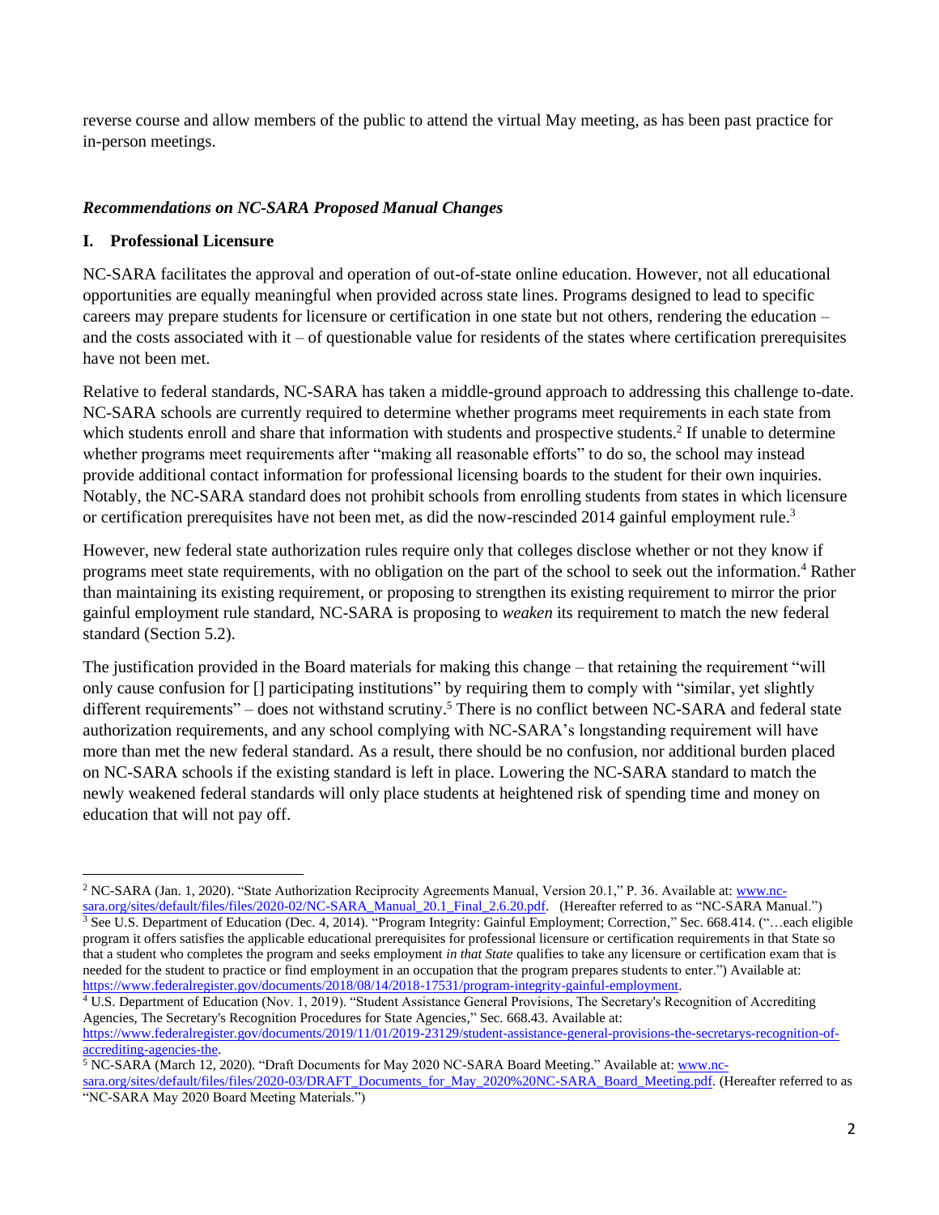reverse course and allow members of the public to attend the virtual May meeting, as has been past practice for in-person meetings.

***Recommendations on NC-SARA Proposed Manual Changes***

## I. Professional Licensure

NC-SARA facilitates the approval and operation of out-of-state online education. However, not all educational opportunities are equally meaningful when provided across state lines. Programs designed to lead to specific careers may prepare students for licensure or certification in one state but not others, rendering the education – and the costs associated with it – of questionable value for residents of the states where certification prerequisites have not been met.

Relative to federal standards, NC-SARA has taken a middle-ground approach to addressing this challenge to-date. NC-SARA schools are currently required to determine whether programs meet requirements in each state from which students enroll and share that information with students and prospective students.[2] If unable to determine whether programs meet requirements after "making all reasonable efforts" to do so, the school may instead provide additional contact information for professional licensing boards to the student for their own inquiries. Notably, the NC-SARA standard does not prohibit schools from enrolling students from states in which licensure or certification prerequisites have not been met, as did the now-rescinded 2014 gainful employment rule.[3]

However, new federal state authorization rules require only that colleges disclose whether or not they know if programs meet state requirements, with no obligation on the part of the school to seek out the information.[4] Rather than maintaining its existing requirement, or proposing to strengthen its existing requirement to mirror the prior gainful employment rule standard, NC-SARA is proposing to *weaken* its requirement to match the new federal standard (Section 5.2).

The justification provided in the Board materials for making this change – that retaining the requirement "will only cause confusion for [] participating institutions" by requiring them to comply with "similar, yet slightly different requirements" – does not withstand scrutiny.[5] There is no conflict between NC-SARA and federal state authorization requirements, and any school complying with NC-SARA's longstanding requirement will have more than met the new federal standard. As a result, there should be no confusion, nor additional burden placed on NC-SARA schools if the existing standard is left in place. Lowering the NC-SARA standard to match the newly weakened federal standards will only place students at heightened risk of spending time and money on education that will not pay off.

---

[2] NC-SARA (Jan. 1, 2020). "State Authorization Reciprocity Agreements Manual, Version 20.1," P. 36. Available at: www.nc-sara.org/sites/default/files/files/2020-02/NC-SARA_Manual_20.1_Final_2.6.20.pdf. (Hereafter referred to as "NC-SARA Manual.")

[3] See U.S. Department of Education (Dec. 4, 2014). "Program Integrity: Gainful Employment; Correction," Sec. 668.414. ("…each eligible program it offers satisfies the applicable educational prerequisites for professional licensure or certification requirements in that State so that a student who completes the program and seeks employment *in that State* qualifies to take any licensure or certification exam that is needed for the student to practice or find employment in an occupation that the program prepares students to enter.") Available at: https://www.federalregister.gov/documents/2018/08/14/2018-17531/program-integrity-gainful-employment.

[4] U.S. Department of Education (Nov. 1, 2019). "Student Assistance General Provisions, The Secretary's Recognition of Accrediting Agencies, The Secretary's Recognition Procedures for State Agencies," Sec. 668.43. Available at: https://www.federalregister.gov/documents/2019/11/01/2019-23129/student-assistance-general-provisions-the-secretarys-recognition-of-accrediting-agencies-the.

[5] NC-SARA (March 12, 2020). "Draft Documents for May 2020 NC-SARA Board Meeting." Available at: www.nc-sara.org/sites/default/files/files/2020-03/DRAFT_Documents_for_May_2020%20NC-SARA_Board_Meeting.pdf. (Hereafter referred to as "NC-SARA May 2020 Board Meeting Materials.")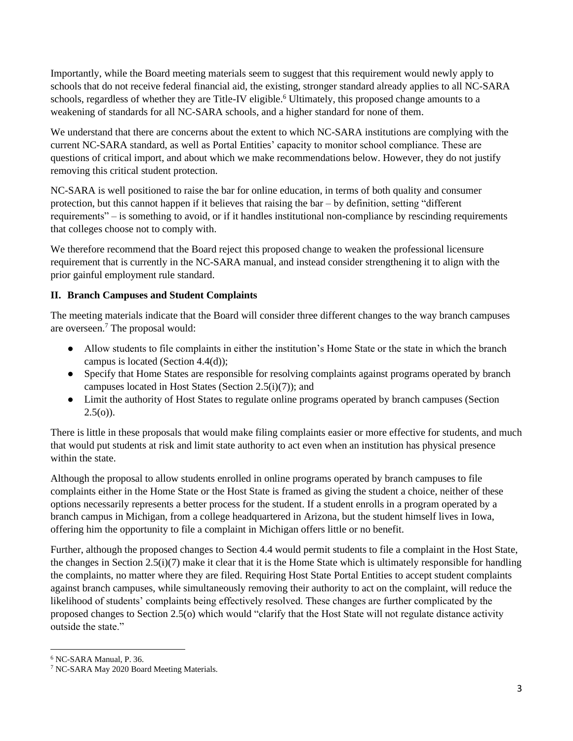Importantly, while the Board meeting materials seem to suggest that this requirement would newly apply to schools that do not receive federal financial aid, the existing, stronger standard already applies to all NC-SARA schools, regardless of whether they are Title-IV eligible.[6] Ultimately, this proposed change amounts to a weakening of standards for all NC-SARA schools, and a higher standard for none of them.

We understand that there are concerns about the extent to which NC-SARA institutions are complying with the current NC-SARA standard, as well as Portal Entities' capacity to monitor school compliance. These are questions of critical import, and about which we make recommendations below. However, they do not justify removing this critical student protection.

NC-SARA is well positioned to raise the bar for online education, in terms of both quality and consumer protection, but this cannot happen if it believes that raising the bar – by definition, setting "different requirements" – is something to avoid, or if it handles institutional non-compliance by rescinding requirements that colleges choose not to comply with.

We therefore recommend that the Board reject this proposed change to weaken the professional licensure requirement that is currently in the NC-SARA manual, and instead consider strengthening it to align with the prior gainful employment rule standard.

## II. Branch Campuses and Student Complaints

The meeting materials indicate that the Board will consider three different changes to the way branch campuses are overseen.[7] The proposal would:

- Allow students to file complaints in either the institution's Home State or the state in which the branch campus is located (Section 4.4(d));
- Specify that Home States are responsible for resolving complaints against programs operated by branch campuses located in Host States (Section 2.5(i)(7)); and
- Limit the authority of Host States to regulate online programs operated by branch campuses (Section 2.5(o)).

There is little in these proposals that would make filing complaints easier or more effective for students, and much that would put students at risk and limit state authority to act even when an institution has physical presence within the state.

Although the proposal to allow students enrolled in online programs operated by branch campuses to file complaints either in the Home State or the Host State is framed as giving the student a choice, neither of these options necessarily represents a better process for the student. If a student enrolls in a program operated by a branch campus in Michigan, from a college headquartered in Arizona, but the student himself lives in Iowa, offering him the opportunity to file a complaint in Michigan offers little or no benefit.

Further, although the proposed changes to Section 4.4 would permit students to file a complaint in the Host State, the changes in Section 2.5(i)(7) make it clear that it is the Home State which is ultimately responsible for handling the complaints, no matter where they are filed. Requiring Host State Portal Entities to accept student complaints against branch campuses, while simultaneously removing their authority to act on the complaint, will reduce the likelihood of students' complaints being effectively resolved. These changes are further complicated by the proposed changes to Section 2.5(o) which would "clarify that the Host State will not regulate distance activity outside the state."

---

[6] NC-SARA Manual, P. 36.

[7] NC-SARA May 2020 Board Meeting Materials.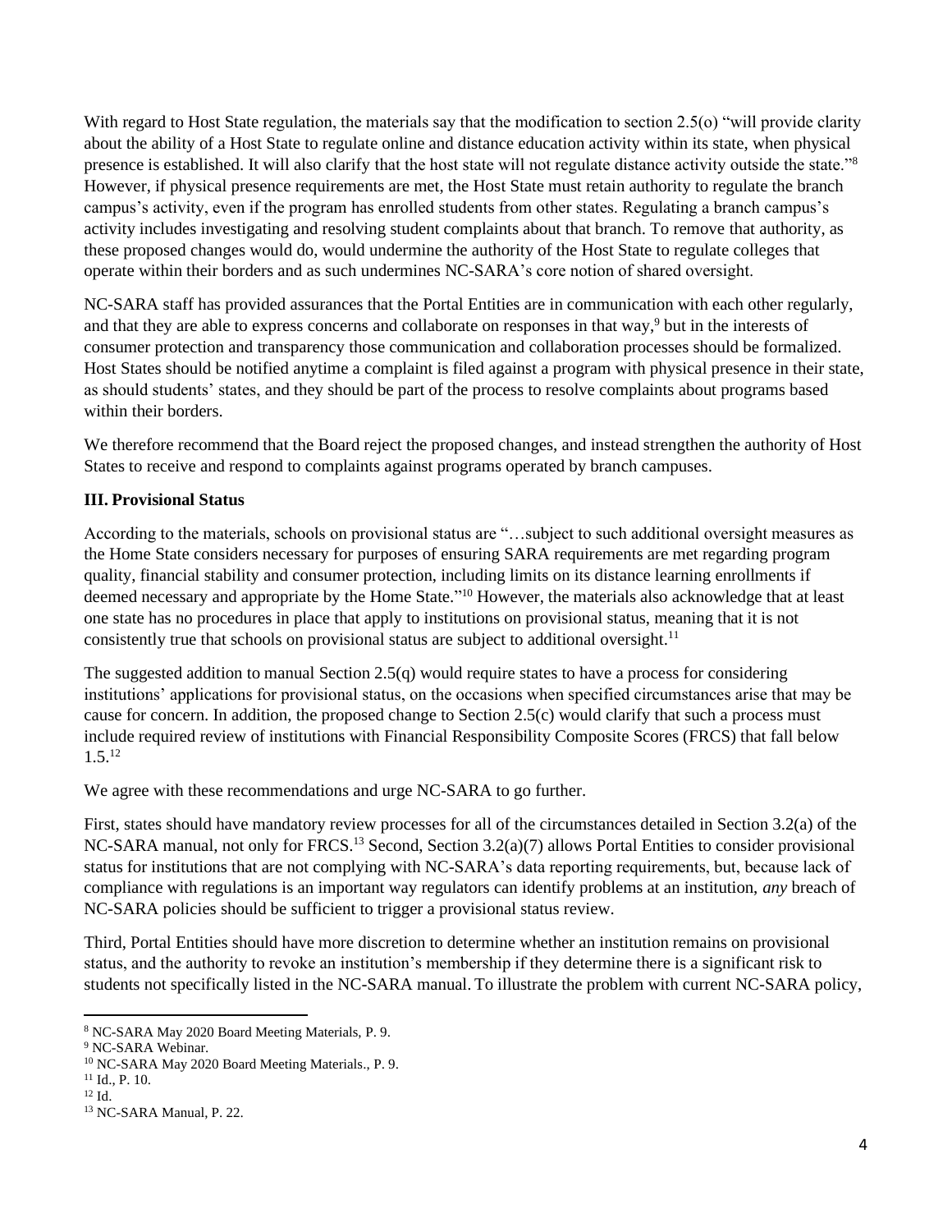With regard to Host State regulation, the materials say that the modification to section 2.5(o) "will provide clarity about the ability of a Host State to regulate online and distance education activity within its state, when physical presence is established. It will also clarify that the host state will not regulate distance activity outside the state."[8] However, if physical presence requirements are met, the Host State must retain authority to regulate the branch campus's activity, even if the program has enrolled students from other states. Regulating a branch campus's activity includes investigating and resolving student complaints about that branch. To remove that authority, as these proposed changes would do, would undermine the authority of the Host State to regulate colleges that operate within their borders and as such undermines NC-SARA's core notion of shared oversight.

NC-SARA staff has provided assurances that the Portal Entities are in communication with each other regularly, and that they are able to express concerns and collaborate on responses in that way,[9] but in the interests of consumer protection and transparency those communication and collaboration processes should be formalized. Host States should be notified anytime a complaint is filed against a program with physical presence in their state, as should students' states, and they should be part of the process to resolve complaints about programs based within their borders.

We therefore recommend that the Board reject the proposed changes, and instead strengthen the authority of Host States to receive and respond to complaints against programs operated by branch campuses.

## III. Provisional Status

According to the materials, schools on provisional status are "…subject to such additional oversight measures as the Home State considers necessary for purposes of ensuring SARA requirements are met regarding program quality, financial stability and consumer protection, including limits on its distance learning enrollments if deemed necessary and appropriate by the Home State."[10] However, the materials also acknowledge that at least one state has no procedures in place that apply to institutions on provisional status, meaning that it is not consistently true that schools on provisional status are subject to additional oversight.[11]

The suggested addition to manual Section 2.5(q) would require states to have a process for considering institutions' applications for provisional status, on the occasions when specified circumstances arise that may be cause for concern. In addition, the proposed change to Section 2.5(c) would clarify that such a process must include required review of institutions with Financial Responsibility Composite Scores (FRCS) that fall below 1.5.[12]

We agree with these recommendations and urge NC-SARA to go further.

First, states should have mandatory review processes for all of the circumstances detailed in Section 3.2(a) of the NC-SARA manual, not only for FRCS.[13] Second, Section 3.2(a)(7) allows Portal Entities to consider provisional status for institutions that are not complying with NC-SARA's data reporting requirements, but, because lack of compliance with regulations is an important way regulators can identify problems at an institution, *any* breach of NC-SARA policies should be sufficient to trigger a provisional status review.

Third, Portal Entities should have more discretion to determine whether an institution remains on provisional status, and the authority to revoke an institution's membership if they determine there is a significant risk to students not specifically listed in the NC-SARA manual. To illustrate the problem with current NC-SARA policy,

---

[8] NC-SARA May 2020 Board Meeting Materials, P. 9.

[9] NC-SARA Webinar.

[10] NC-SARA May 2020 Board Meeting Materials., P. 9.

[11] Id., P. 10.

[12] Id.

[13] NC-SARA Manual, P. 22.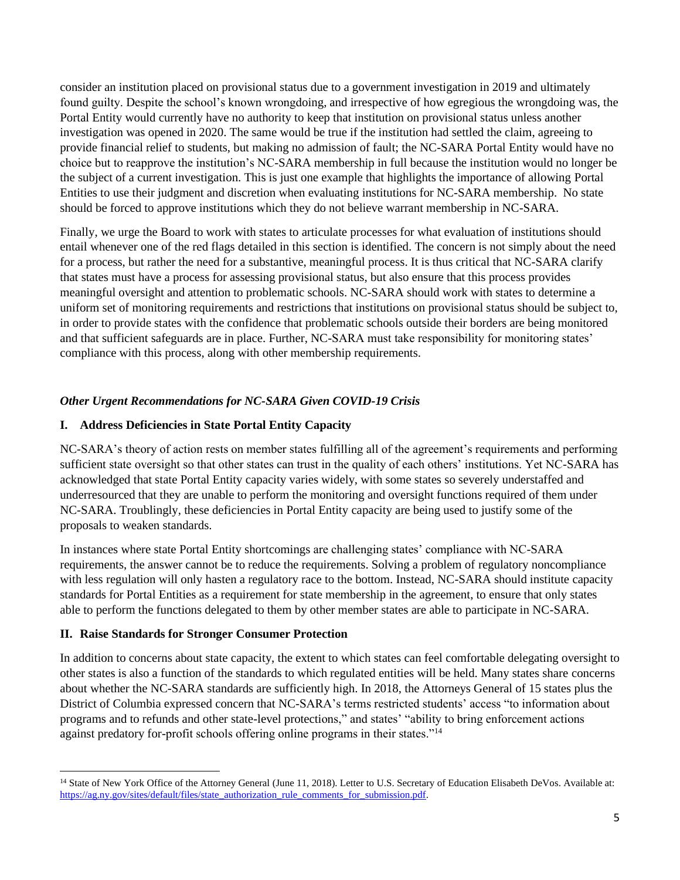consider an institution placed on provisional status due to a government investigation in 2019 and ultimately found guilty. Despite the school's known wrongdoing, and irrespective of how egregious the wrongdoing was, the Portal Entity would currently have no authority to keep that institution on provisional status unless another investigation was opened in 2020. The same would be true if the institution had settled the claim, agreeing to provide financial relief to students, but making no admission of fault; the NC-SARA Portal Entity would have no choice but to reapprove the institution's NC-SARA membership in full because the institution would no longer be the subject of a current investigation. This is just one example that highlights the importance of allowing Portal Entities to use their judgment and discretion when evaluating institutions for NC-SARA membership. No state should be forced to approve institutions which they do not believe warrant membership in NC-SARA.

Finally, we urge the Board to work with states to articulate processes for what evaluation of institutions should entail whenever one of the red flags detailed in this section is identified. The concern is not simply about the need for a process, but rather the need for a substantive, meaningful process. It is thus critical that NC-SARA clarify that states must have a process for assessing provisional status, but also ensure that this process provides meaningful oversight and attention to problematic schools. NC-SARA should work with states to determine a uniform set of monitoring requirements and restrictions that institutions on provisional status should be subject to, in order to provide states with the confidence that problematic schools outside their borders are being monitored and that sufficient safeguards are in place. Further, NC-SARA must take responsibility for monitoring states' compliance with this process, along with other membership requirements.

### *Other Urgent Recommendations for NC-SARA Given COVID-19 Crisis*

#### I. Address Deficiencies in State Portal Entity Capacity

NC-SARA's theory of action rests on member states fulfilling all of the agreement's requirements and performing sufficient state oversight so that other states can trust in the quality of each others' institutions. Yet NC-SARA has acknowledged that state Portal Entity capacity varies widely, with some states so severely understaffed and underresourced that they are unable to perform the monitoring and oversight functions required of them under NC-SARA. Troublingly, these deficiencies in Portal Entity capacity are being used to justify some of the proposals to weaken standards.

In instances where state Portal Entity shortcomings are challenging states' compliance with NC-SARA requirements, the answer cannot be to reduce the requirements. Solving a problem of regulatory noncompliance with less regulation will only hasten a regulatory race to the bottom. Instead, NC-SARA should institute capacity standards for Portal Entities as a requirement for state membership in the agreement, to ensure that only states able to perform the functions delegated to them by other member states are able to participate in NC-SARA.

#### II. Raise Standards for Stronger Consumer Protection

In addition to concerns about state capacity, the extent to which states can feel comfortable delegating oversight to other states is also a function of the standards to which regulated entities will be held. Many states share concerns about whether the NC-SARA standards are sufficiently high. In 2018, the Attorneys General of 15 states plus the District of Columbia expressed concern that NC-SARA's terms restricted students' access "to information about programs and to refunds and other state-level protections," and states' "ability to bring enforcement actions against predatory for-profit schools offering online programs in their states."[14]

---

[14] State of New York Office of the Attorney General (June 11, 2018). Letter to U.S. Secretary of Education Elisabeth DeVos. Available at: https://ag.ny.gov/sites/default/files/state_authorization_rule_comments_for_submission.pdf.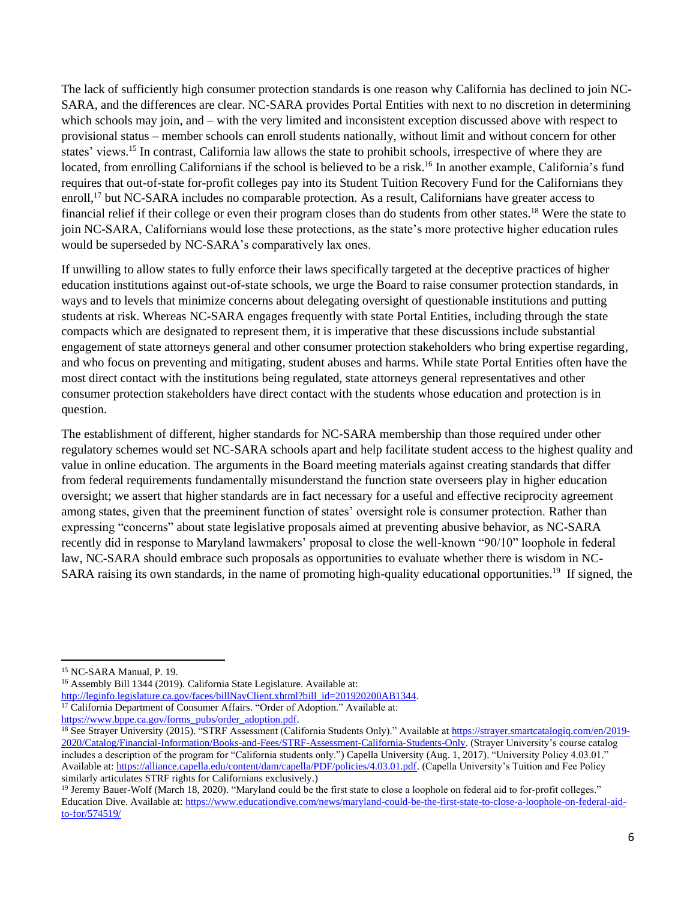The lack of sufficiently high consumer protection standards is one reason why California has declined to join NC-SARA, and the differences are clear. NC-SARA provides Portal Entities with next to no discretion in determining which schools may join, and – with the very limited and inconsistent exception discussed above with respect to provisional status – member schools can enroll students nationally, without limit and without concern for other states' views.[15] In contrast, California law allows the state to prohibit schools, irrespective of where they are located, from enrolling Californians if the school is believed to be a risk.[16] In another example, California's fund requires that out-of-state for-profit colleges pay into its Student Tuition Recovery Fund for the Californians they enroll,[17] but NC-SARA includes no comparable protection. As a result, Californians have greater access to financial relief if their college or even their program closes than do students from other states.[18] Were the state to join NC-SARA, Californians would lose these protections, as the state's more protective higher education rules would be superseded by NC-SARA's comparatively lax ones.

If unwilling to allow states to fully enforce their laws specifically targeted at the deceptive practices of higher education institutions against out-of-state schools, we urge the Board to raise consumer protection standards, in ways and to levels that minimize concerns about delegating oversight of questionable institutions and putting students at risk. Whereas NC-SARA engages frequently with state Portal Entities, including through the state compacts which are designated to represent them, it is imperative that these discussions include substantial engagement of state attorneys general and other consumer protection stakeholders who bring expertise regarding, and who focus on preventing and mitigating, student abuses and harms. While state Portal Entities often have the most direct contact with the institutions being regulated, state attorneys general representatives and other consumer protection stakeholders have direct contact with the students whose education and protection is in question.

The establishment of different, higher standards for NC-SARA membership than those required under other regulatory schemes would set NC-SARA schools apart and help facilitate student access to the highest quality and value in online education. The arguments in the Board meeting materials against creating standards that differ from federal requirements fundamentally misunderstand the function state overseers play in higher education oversight; we assert that higher standards are in fact necessary for a useful and effective reciprocity agreement among states, given that the preeminent function of states' oversight role is consumer protection. Rather than expressing "concerns" about state legislative proposals aimed at preventing abusive behavior, as NC-SARA recently did in response to Maryland lawmakers' proposal to close the well-known "90/10" loophole in federal law, NC-SARA should embrace such proposals as opportunities to evaluate whether there is wisdom in NC-SARA raising its own standards, in the name of promoting high-quality educational opportunities.[19] If signed, the

---

[15] NC-SARA Manual, P. 19.

[16] Assembly Bill 1344 (2019). California State Legislature. Available at: http://leginfo.legislature.ca.gov/faces/billNavClient.xhtml?bill_id=201920200AB1344.

[17] California Department of Consumer Affairs. "Order of Adoption." Available at: https://www.bppe.ca.gov/forms_pubs/order_adoption.pdf.

[18] See Strayer University (2015). "STRF Assessment (California Students Only)." Available at https://strayer.smartcatalogiq.com/en/2019-2020/Catalog/Financial-Information/Books-and-Fees/STRF-Assessment-California-Students-Only. (Strayer University's course catalog includes a description of the program for "California students only.") Capella University (Aug. 1, 2017). "University Policy 4.03.01." Available at: https://alliance.capella.edu/content/dam/capella/PDF/policies/4.03.01.pdf. (Capella University's Tuition and Fee Policy similarly articulates STRF rights for Californians exclusively.)

[19] Jeremy Bauer-Wolf (March 18, 2020). "Maryland could be the first state to close a loophole on federal aid to for-profit colleges." Education Dive. Available at: https://www.educationdive.com/news/maryland-could-be-the-first-state-to-close-a-loophole-on-federal-aid-to-for/574519/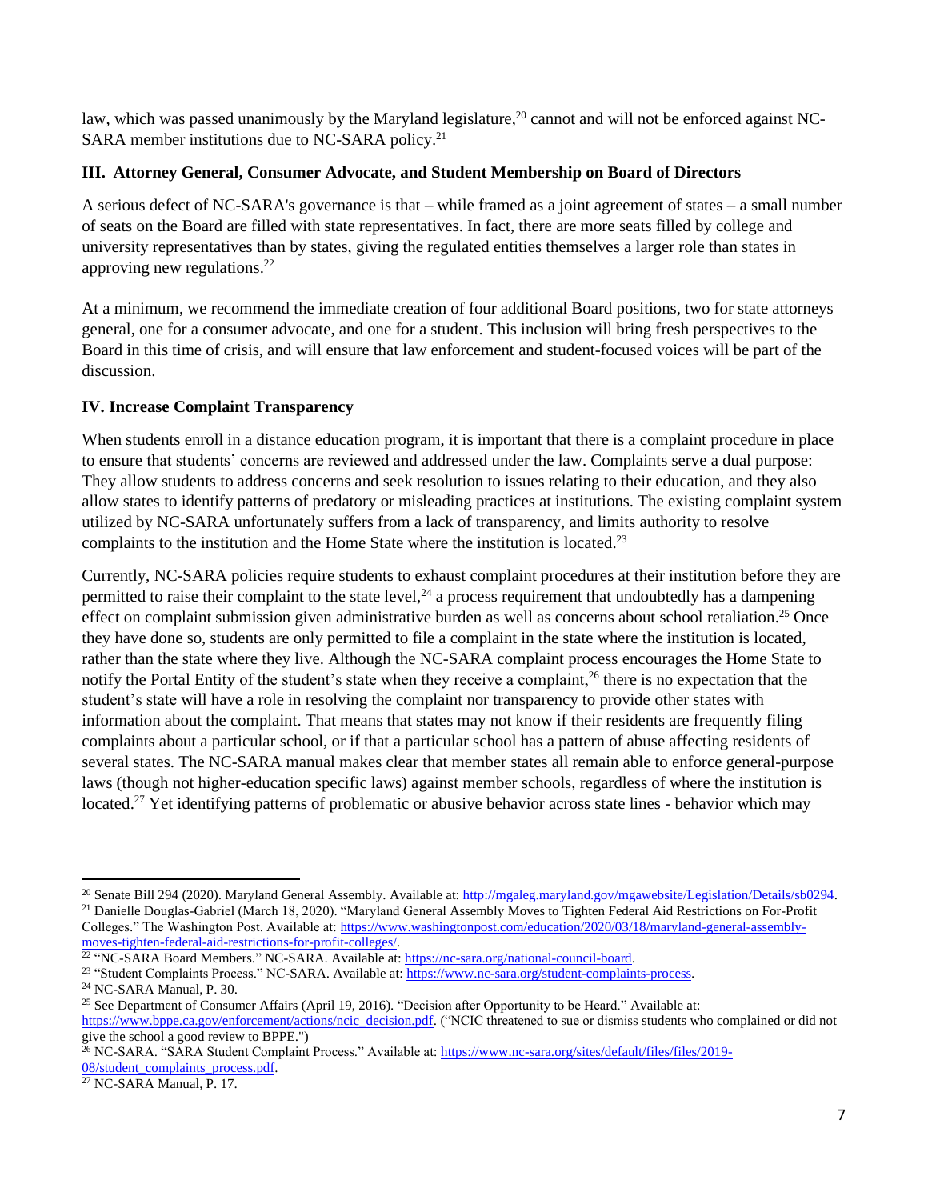law, which was passed unanimously by the Maryland legislature,[20] cannot and will not be enforced against NC-SARA member institutions due to NC-SARA policy.[21]

### III. Attorney General, Consumer Advocate, and Student Membership on Board of Directors

A serious defect of NC-SARA's governance is that – while framed as a joint agreement of states – a small number of seats on the Board are filled with state representatives. In fact, there are more seats filled by college and university representatives than by states, giving the regulated entities themselves a larger role than states in approving new regulations.[22]

At a minimum, we recommend the immediate creation of four additional Board positions, two for state attorneys general, one for a consumer advocate, and one for a student. This inclusion will bring fresh perspectives to the Board in this time of crisis, and will ensure that law enforcement and student-focused voices will be part of the discussion.

### IV. Increase Complaint Transparency

When students enroll in a distance education program, it is important that there is a complaint procedure in place to ensure that students' concerns are reviewed and addressed under the law. Complaints serve a dual purpose: They allow students to address concerns and seek resolution to issues relating to their education, and they also allow states to identify patterns of predatory or misleading practices at institutions. The existing complaint system utilized by NC-SARA unfortunately suffers from a lack of transparency, and limits authority to resolve complaints to the institution and the Home State where the institution is located.[23]

Currently, NC-SARA policies require students to exhaust complaint procedures at their institution before they are permitted to raise their complaint to the state level,[24] a process requirement that undoubtedly has a dampening effect on complaint submission given administrative burden as well as concerns about school retaliation.[25] Once they have done so, students are only permitted to file a complaint in the state where the institution is located, rather than the state where they live. Although the NC-SARA complaint process encourages the Home State to notify the Portal Entity of the student's state when they receive a complaint,[26] there is no expectation that the student's state will have a role in resolving the complaint nor transparency to provide other states with information about the complaint. That means that states may not know if their residents are frequently filing complaints about a particular school, or if that a particular school has a pattern of abuse affecting residents of several states. The NC-SARA manual makes clear that member states all remain able to enforce general-purpose laws (though not higher-education specific laws) against member schools, regardless of where the institution is located.[27] Yet identifying patterns of problematic or abusive behavior across state lines - behavior which may

---

[20] Senate Bill 294 (2020). Maryland General Assembly. Available at: http://mgaleg.maryland.gov/mgawebsite/Legislation/Details/sb0294.

[21] Danielle Douglas-Gabriel (March 18, 2020). "Maryland General Assembly Moves to Tighten Federal Aid Restrictions on For-Profit Colleges." The Washington Post. Available at: https://www.washingtonpost.com/education/2020/03/18/maryland-general-assembly-moves-tighten-federal-aid-restrictions-for-profit-colleges/.

[22] "NC-SARA Board Members." NC-SARA. Available at: https://nc-sara.org/national-council-board.

[23] "Student Complaints Process." NC-SARA. Available at: https://www.nc-sara.org/student-complaints-process.

[24] NC-SARA Manual, P. 30.

[25] See Department of Consumer Affairs (April 19, 2016). "Decision after Opportunity to be Heard." Available at: https://www.bppe.ca.gov/enforcement/actions/ncic_decision.pdf. ("NCIC threatened to sue or dismiss students who complained or did not give the school a good review to BPPE.")

[26] NC-SARA. "SARA Student Complaint Process." Available at: https://www.nc-sara.org/sites/default/files/files/2019-08/student_complaints_process.pdf.

[27] NC-SARA Manual, P. 17.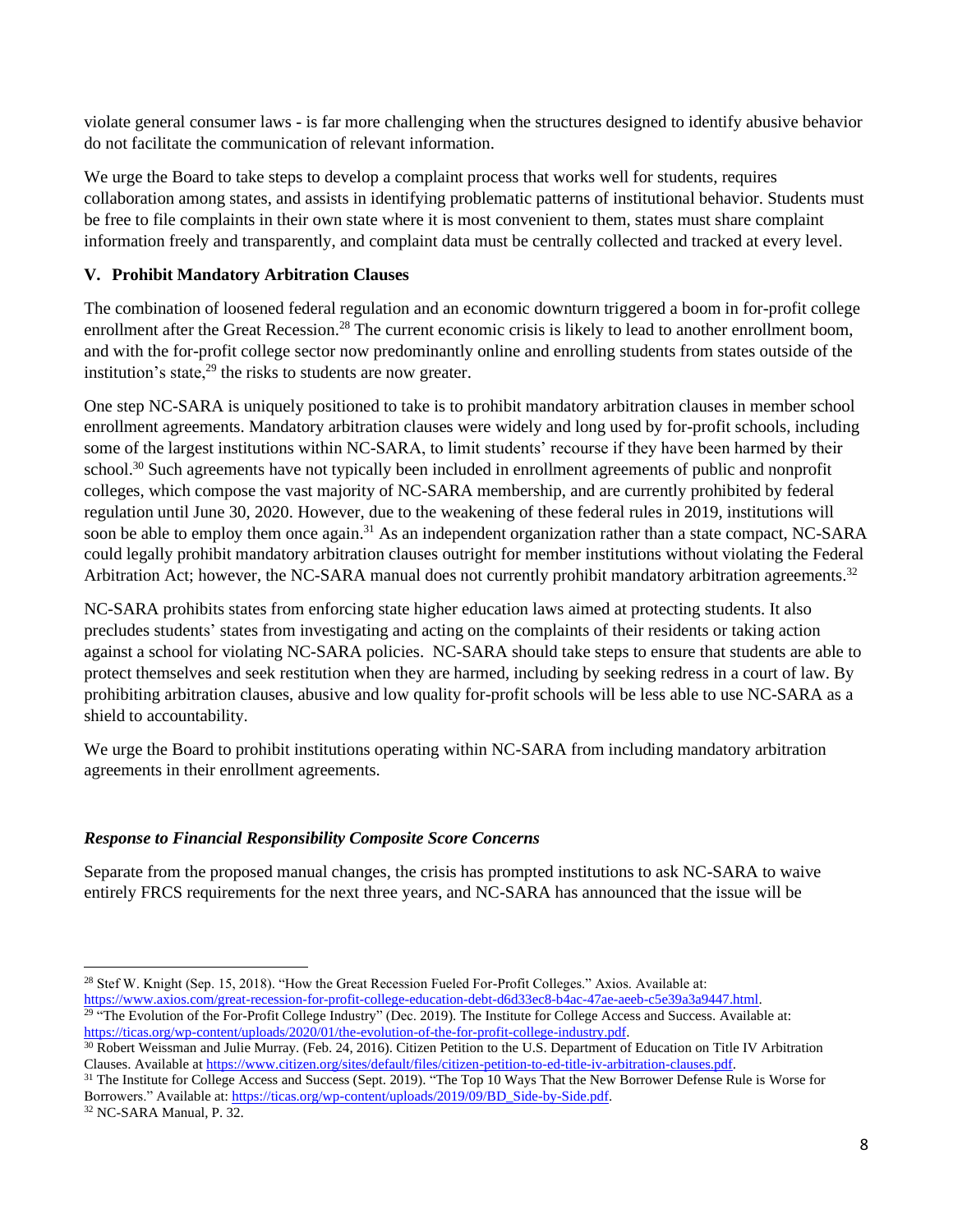violate general consumer laws - is far more challenging when the structures designed to identify abusive behavior do not facilitate the communication of relevant information.

We urge the Board to take steps to develop a complaint process that works well for students, requires collaboration among states, and assists in identifying problematic patterns of institutional behavior. Students must be free to file complaints in their own state where it is most convenient to them, states must share complaint information freely and transparently, and complaint data must be centrally collected and tracked at every level.

### V. Prohibit Mandatory Arbitration Clauses

The combination of loosened federal regulation and an economic downturn triggered a boom in for-profit college enrollment after the Great Recession.[28] The current economic crisis is likely to lead to another enrollment boom, and with the for-profit college sector now predominantly online and enrolling students from states outside of the institution's state,[29] the risks to students are now greater.

One step NC-SARA is uniquely positioned to take is to prohibit mandatory arbitration clauses in member school enrollment agreements. Mandatory arbitration clauses were widely and long used by for-profit schools, including some of the largest institutions within NC-SARA, to limit students' recourse if they have been harmed by their school.[30] Such agreements have not typically been included in enrollment agreements of public and nonprofit colleges, which compose the vast majority of NC-SARA membership, and are currently prohibited by federal regulation until June 30, 2020. However, due to the weakening of these federal rules in 2019, institutions will soon be able to employ them once again.[31] As an independent organization rather than a state compact, NC-SARA could legally prohibit mandatory arbitration clauses outright for member institutions without violating the Federal Arbitration Act; however, the NC-SARA manual does not currently prohibit mandatory arbitration agreements.[32]

NC-SARA prohibits states from enforcing state higher education laws aimed at protecting students. It also precludes students' states from investigating and acting on the complaints of their residents or taking action against a school for violating NC-SARA policies. NC-SARA should take steps to ensure that students are able to protect themselves and seek restitution when they are harmed, including by seeking redress in a court of law. By prohibiting arbitration clauses, abusive and low quality for-profit schools will be less able to use NC-SARA as a shield to accountability.

We urge the Board to prohibit institutions operating within NC-SARA from including mandatory arbitration agreements in their enrollment agreements.

***Response to Financial Responsibility Composite Score Concerns***

Separate from the proposed manual changes, the crisis has prompted institutions to ask NC-SARA to waive entirely FRCS requirements for the next three years, and NC-SARA has announced that the issue will be

---

[28] Stef W. Knight (Sep. 15, 2018). "How the Great Recession Fueled For-Profit Colleges." Axios. Available at: https://www.axios.com/great-recession-for-profit-college-education-debt-d6d33ec8-b4ac-47ae-aeeb-c5e39a3a9447.html.

[29] "The Evolution of the For-Profit College Industry" (Dec. 2019). The Institute for College Access and Success. Available at: https://ticas.org/wp-content/uploads/2020/01/the-evolution-of-the-for-profit-college-industry.pdf.

[30] Robert Weissman and Julie Murray. (Feb. 24, 2016). Citizen Petition to the U.S. Department of Education on Title IV Arbitration Clauses. Available at https://www.citizen.org/sites/default/files/citizen-petition-to-ed-title-iv-arbitration-clauses.pdf.

[31] The Institute for College Access and Success (Sept. 2019). "The Top 10 Ways That the New Borrower Defense Rule is Worse for Borrowers." Available at: https://ticas.org/wp-content/uploads/2019/09/BD_Side-by-Side.pdf.

[32] NC-SARA Manual, P. 32.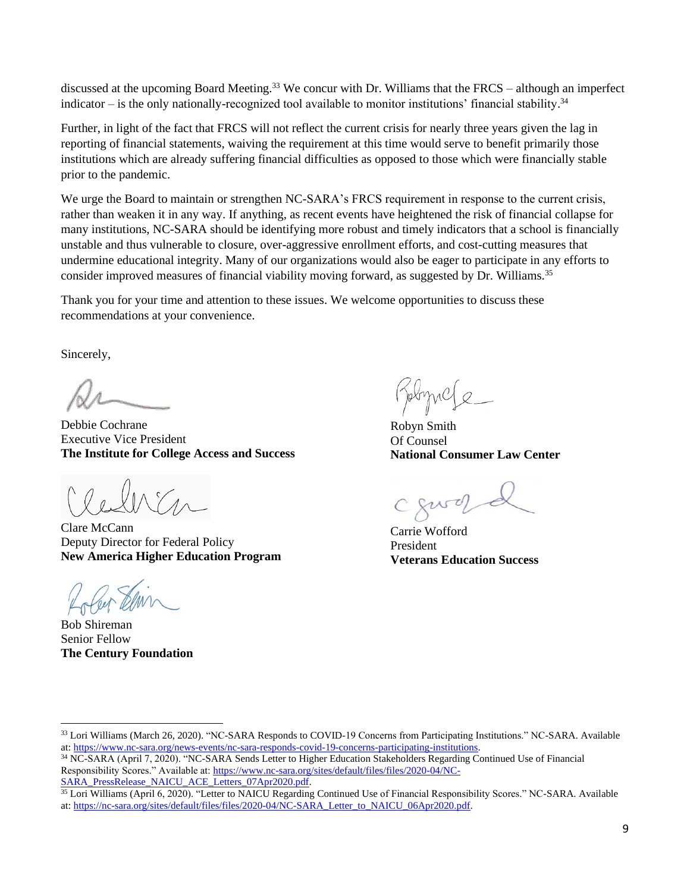discussed at the upcoming Board Meeting.[33] We concur with Dr. Williams that the FRCS – although an imperfect indicator – is the only nationally-recognized tool available to monitor institutions' financial stability.[34]

Further, in light of the fact that FRCS will not reflect the current crisis for nearly three years given the lag in reporting of financial statements, waiving the requirement at this time would serve to benefit primarily those institutions which are already suffering financial difficulties as opposed to those which were financially stable prior to the pandemic.

We urge the Board to maintain or strengthen NC-SARA's FRCS requirement in response to the current crisis, rather than weaken it in any way. If anything, as recent events have heightened the risk of financial collapse for many institutions, NC-SARA should be identifying more robust and timely indicators that a school is financially unstable and thus vulnerable to closure, over-aggressive enrollment efforts, and cost-cutting measures that undermine educational integrity. Many of our organizations would also be eager to participate in any efforts to consider improved measures of financial viability moving forward, as suggested by Dr. Williams.[35]

Thank you for your time and attention to these issues. We welcome opportunities to discuss these recommendations at your convenience.

Sincerely,

Debbie Cochrane
Executive Vice President
**The Institute for College Access and Success**

Robyn Smith
Of Counsel
**National Consumer Law Center**

Clare McCann
Deputy Director for Federal Policy
**New America Higher Education Program**

Carrie Wofford
President
**Veterans Education Success**

Bob Shireman
Senior Fellow
**The Century Foundation**

---

[33] Lori Williams (March 26, 2020). "NC-SARA Responds to COVID-19 Concerns from Participating Institutions." NC-SARA. Available at: https://www.nc-sara.org/news-events/nc-sara-responds-covid-19-concerns-participating-institutions.

[34] NC-SARA (April 7, 2020). "NC-SARA Sends Letter to Higher Education Stakeholders Regarding Continued Use of Financial Responsibility Scores." Available at: https://www.nc-sara.org/sites/default/files/files/2020-04/NC-SARA_PressRelease_NAICU_ACE_Letters_07Apr2020.pdf.

[35] Lori Williams (April 6, 2020). "Letter to NAICU Regarding Continued Use of Financial Responsibility Scores." NC-SARA. Available at: https://nc-sara.org/sites/default/files/files/2020-04/NC-SARA_Letter_to_NAICU_06Apr2020.pdf.